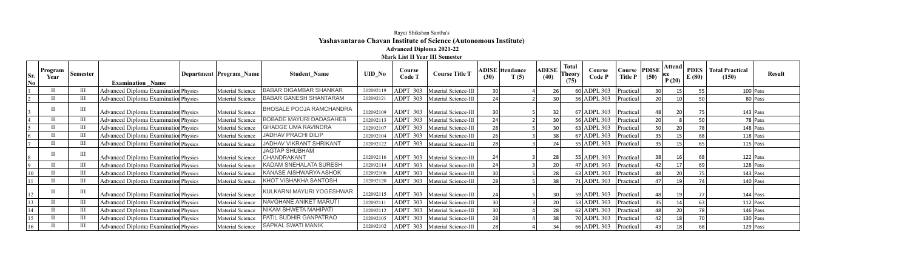Rayat Shikshan Santha's

**Yashavantarao Chavan Institute of Science (Autonomous Institute)**

**Advanced Diploma 2021-22**

**Mark List II Year III Semester**

| Sr. No | Program Year | Semester | Examination_Name | Department | Program_Name | Student_Name | UID_No | Course Code T | Course Title T | ADISE (30) | Attendance T (5) | ADESE (40) | Total Theory (75) | Course Code P | Course Title P | PDISE (50) | Attendance P (20) | PDESE (80) | Total Practical (150) | Result |
|---|---|---|---|---|---|---|---|---|---|---|---|---|---|---|---|---|---|---|---|---|
| 1 | II | III | Advanced Diploma Examination | Physics | Material Science | BABAR DIGAMBAR SHANKAR | 202092119 | ADPT 303 | Material Science-III | 30 | 4 | 26 | 60 | ADPL 303 | Practical | 30 | 15 | 55 | 100 | Pass |
| 2 | II | III | Advanced Diploma Examination | Physics | Material Science | BABAR GANESH SHANTARAM | 202092121 | ADPT 303 | Material Science-III | 24 | 2 | 30 | 56 | ADPL 303 | Practical | 20 | 10 | 50 | 80 | Pass |
| 3 | II | III | Advanced Diploma Examination | Physics | Material Science | BHOSALE POOJA RAMCHANDRA | 202092109 | ADPT 303 | Material Science-III | 30 | 5 | 32 | 67 | ADPL 303 | Practical | 48 | 20 | 75 | 143 | Pass |
| 4 | II | III | Advanced Diploma Examination | Physics | Material Science | BOBADE MAYURI DADASAHEB | 202092113 | ADPT 303 | Material Science-III | 24 | 2 | 30 | 56 | ADPL 303 | Practical | 20 | 8 | 50 | 78 | Pass |
| 5 | II | III | Advanced Diploma Examination | Physics | Material Science | GHADGE UMA RAVINDRA | 202092107 | ADPT 303 | Material Science-III | 28 | 5 | 30 | 63 | ADPL 303 | Practical | 50 | 20 | 78 | 148 | Pass |
| 6 | II | III | Advanced Diploma Examination | Physics | Material Science | JADHAV PRACHI DILIP | 202092104 | ADPT 303 | Material Science-III | 26 | 3 | 38 | 67 | ADPL 303 | Practical | 35 | 15 | 68 | 118 | Pass |
| 7 | II | III | Advanced Diploma Examination | Physics | Material Science | JADHAV VIKRANT SHRIKANT | 202092122 | ADPT 303 | Material Science-III | 28 | 3 | 24 | 55 | ADPL 303 | Practical | 35 | 15 | 65 | 115 | Pass |
| 8 | II | III | Advanced Diploma Examination | Physics | Material Science | JAGTAP SHUBHAM CHANDRAKANT | 202092116 | ADPT 303 | Material Science-III | 24 | 3 | 28 | 55 | ADPL 303 | Practical | 38 | 16 | 68 | 122 | Pass |
| 9 | II | III | Advanced Diploma Examination | Physics | Material Science | KADAM SNEHALATA SURESH | 202092114 | ADPT 303 | Material Science-III | 24 | 3 | 20 | 47 | ADPL 303 | Practical | 42 | 17 | 69 | 128 | Pass |
| 10 | II | III | Advanced Diploma Examination | Physics | Material Science | KANASE AISHWARYA ASHOK | 202092106 | ADPT 303 | Material Science-III | 30 | 5 | 28 | 63 | ADPL 303 | Practical | 48 | 20 | 75 | 143 | Pass |
| 11 | II | III | Advanced Diploma Examination | Physics | Material Science | KHOT VISHAKHA SANTOSH | 202092120 | ADPT 303 | Material Science-III | 28 | 5 | 38 | 71 | ADPL 303 | Practical | 47 | 19 | 74 | 140 | Pass |
| 12 | II | III | Advanced Diploma Examination | Physics | Material Science | KULKARNI MAYURI YOGESHWAR | 202092115 | ADPT 303 | Material Science-III | 24 | 5 | 30 | 59 | ADPL 303 | Practical | 48 | 19 | 77 | 144 | Pass |
| 13 | II | III | Advanced Diploma Examination | Physics | Material Science | NAVGHANE ANIKET MARUTI | 202092111 | ADPT 303 | Material Science-III | 30 | 3 | 20 | 53 | ADPL 303 | Practical | 35 | 14 | 63 | 112 | Pass |
| 14 | II | III | Advanced Diploma Examination | Physics | Material Science | NIKAM SHWETA MAHIPATI | 202092112 | ADPT 303 | Material Science-III | 30 | 4 | 28 | 62 | ADPL 303 | Practical | 48 | 20 | 78 | 146 | Pass |
| 15 | II | III | Advanced Diploma Examination | Physics | Material Science | PATIL SUDHIR GANPATRAO | 202092105 | ADPT 303 | Material Science-III | 28 | 4 | 38 | 70 | ADPL 303 | Practical | 42 | 18 | 70 | 130 | Pass |
| 16 | II | III | Advanced Diploma Examination | Physics | Material Science | SAPKAL SWATI MANIK | 202092102 | ADPT 303 | Material Science-III | 28 | 4 | 34 | 66 | ADPL 303 | Practical | 43 | 18 | 68 | 129 | Pass |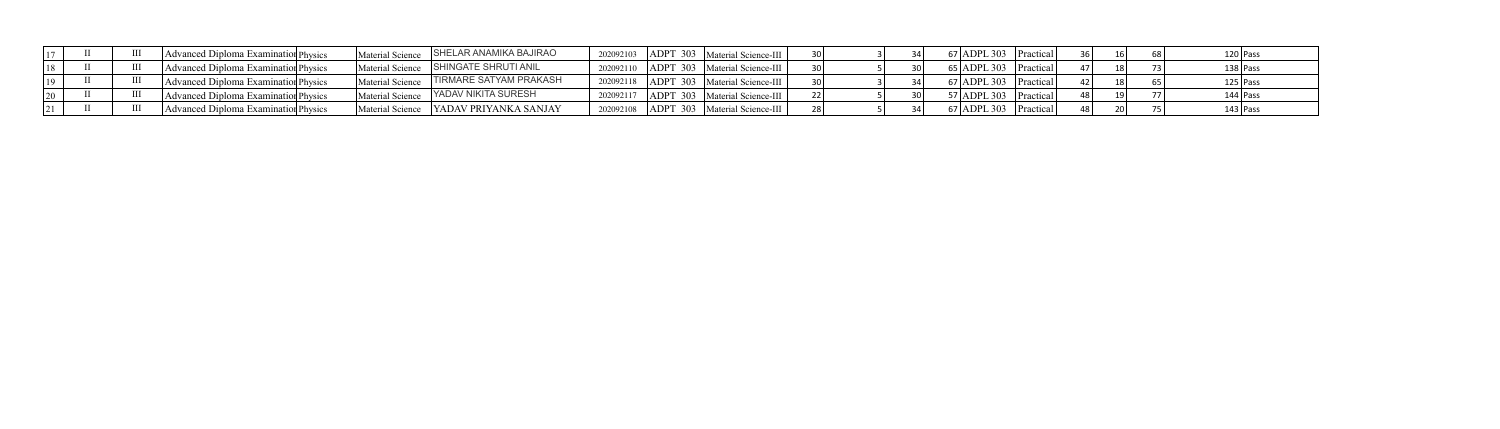| | | | | | | | | | | | | | | | | | | | | |
|---|---|---|---|---|---|---|---|---|---|---|---|---|---|---|---|---|---|---|---|---|
| 17 | II | III | Advanced Diploma Examination | Physics | Material Science | SHELAR ANAMIKA BAJIRAO | 202092103 | ADPT 303 | Material Science-III | 30 | 3 | 34 | 67 | ADPL 303 | Practical | 36 | 16 | 68 | 120 | Pass |
| 18 | II | III | Advanced Diploma Examination | Physics | Material Science | SHINGATE SHRUTI ANIL | 202092110 | ADPT 303 | Material Science-III | 30 | 5 | 30 | 65 | ADPL 303 | Practical | 47 | 18 | 73 | 138 | Pass |
| 19 | II | III | Advanced Diploma Examination | Physics | Material Science | TIRMARE SATYAM PRAKASH | 202092118 | ADPT 303 | Material Science-III | 30 | 3 | 34 | 67 | ADPL 303 | Practical | 42 | 18 | 65 | 125 | Pass |
| 20 | II | III | Advanced Diploma Examination | Physics | Material Science | YADAV NIKITA SURESH | 202092117 | ADPT 303 | Material Science-III | 22 | 5 | 30 | 57 | ADPL 303 | Practical | 48 | 19 | 77 | 144 | Pass |
| 21 | II | III | Advanced Diploma Examination | Physics | Material Science | YADAV PRIYANKA SANJAY | 202092108 | ADPT 303 | Material Science-III | 28 | 5 | 34 | 67 | ADPL 303 | Practical | 48 | 20 | 75 | 143 | Pass |